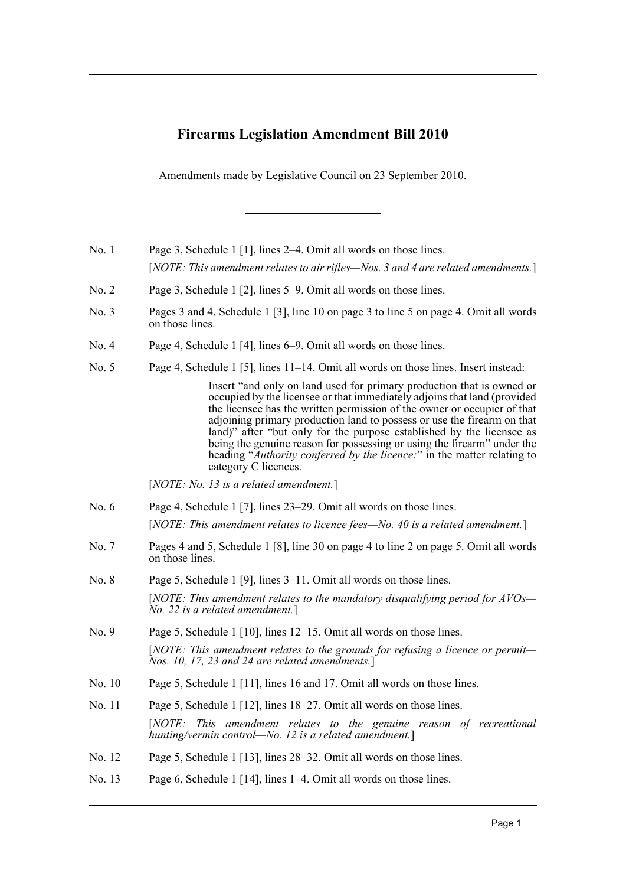# Firearms Legislation Amendment Bill 2010

Amendments made by Legislative Council on 23 September 2010.

---

No. 1 Page 3, Schedule 1 [1], lines 2–4. Omit all words on those lines.

[*NOTE: This amendment relates to air rifles—Nos. 3 and 4 are related amendments.*]

No. 2 Page 3, Schedule 1 [2], lines 5–9. Omit all words on those lines.

No. 3 Pages 3 and 4, Schedule 1 [3], line 10 on page 3 to line 5 on page 4. Omit all words on those lines.

No. 4 Page 4, Schedule 1 [4], lines 6–9. Omit all words on those lines.

No. 5 Page 4, Schedule 1 [5], lines 11–14. Omit all words on those lines. Insert instead:

> Insert "and only on land used for primary production that is owned or occupied by the licensee or that immediately adjoins that land (provided the licensee has the written permission of the owner or occupier of that adjoining primary production land to possess or use the firearm on that land)" after "but only for the purpose established by the licensee as being the genuine reason for possessing or using the firearm" under the heading "*Authority conferred by the licence:*" in the matter relating to category C licences.

[*NOTE: No. 13 is a related amendment.*]

No. 6 Page 4, Schedule 1 [7], lines 23–29. Omit all words on those lines.

[*NOTE: This amendment relates to licence fees—No. 40 is a related amendment.*]

No. 7 Pages 4 and 5, Schedule 1 [8], line 30 on page 4 to line 2 on page 5. Omit all words on those lines.

No. 8 Page 5, Schedule 1 [9], lines 3–11. Omit all words on those lines.

[*NOTE: This amendment relates to the mandatory disqualifying period for AVOs—No. 22 is a related amendment.*]

No. 9 Page 5, Schedule 1 [10], lines 12–15. Omit all words on those lines.

[*NOTE: This amendment relates to the grounds for refusing a licence or permit—Nos. 10, 17, 23 and 24 are related amendments.*]

No. 10 Page 5, Schedule 1 [11], lines 16 and 17. Omit all words on those lines.

No. 11 Page 5, Schedule 1 [12], lines 18–27. Omit all words on those lines.

[*NOTE: This amendment relates to the genuine reason of recreational hunting/vermin control—No. 12 is a related amendment.*]

No. 12 Page 5, Schedule 1 [13], lines 28–32. Omit all words on those lines.

No. 13 Page 6, Schedule 1 [14], lines 1–4. Omit all words on those lines.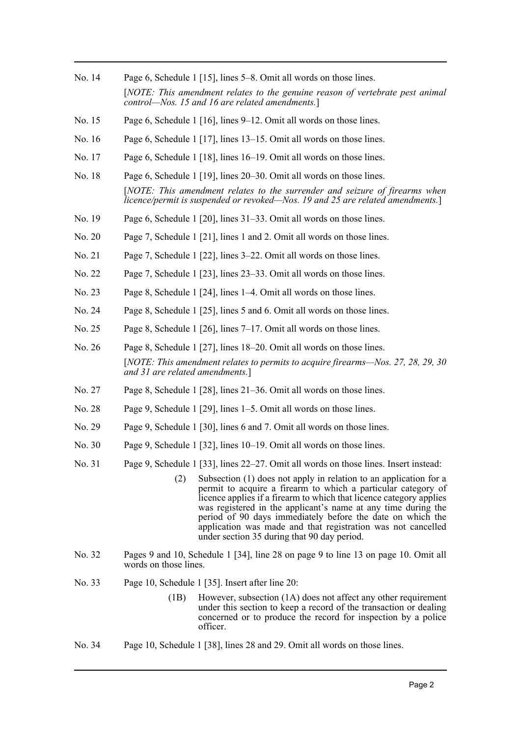No. 14 Page 6, Schedule 1 [15], lines 5–8. Omit all words on those lines.

[*NOTE: This amendment relates to the genuine reason of vertebrate pest animal control—Nos. 15 and 16 are related amendments.*]

No. 15 Page 6, Schedule 1 [16], lines 9–12. Omit all words on those lines.

No. 16 Page 6, Schedule 1 [17], lines 13–15. Omit all words on those lines.

No. 17 Page 6, Schedule 1 [18], lines 16–19. Omit all words on those lines.

No. 18 Page 6, Schedule 1 [19], lines 20–30. Omit all words on those lines.

[*NOTE: This amendment relates to the surrender and seizure of firearms when licence/permit is suspended or revoked—Nos. 19 and 25 are related amendments.*]

No. 19 Page 6, Schedule 1 [20], lines 31–33. Omit all words on those lines.

No. 20 Page 7, Schedule 1 [21], lines 1 and 2. Omit all words on those lines.

No. 21 Page 7, Schedule 1 [22], lines 3–22. Omit all words on those lines.

No. 22 Page 7, Schedule 1 [23], lines 23–33. Omit all words on those lines.

No. 23 Page 8, Schedule 1 [24], lines 1–4. Omit all words on those lines.

No. 24 Page 8, Schedule 1 [25], lines 5 and 6. Omit all words on those lines.

No. 25 Page 8, Schedule 1 [26], lines 7–17. Omit all words on those lines.

No. 26 Page 8, Schedule 1 [27], lines 18–20. Omit all words on those lines.

[*NOTE: This amendment relates to permits to acquire firearms—Nos. 27, 28, 29, 30 and 31 are related amendments.*]

No. 27 Page 8, Schedule 1 [28], lines 21–36. Omit all words on those lines.

No. 28 Page 9, Schedule 1 [29], lines 1–5. Omit all words on those lines.

No. 29 Page 9, Schedule 1 [30], lines 6 and 7. Omit all words on those lines.

No. 30 Page 9, Schedule 1 [32], lines 10–19. Omit all words on those lines.

No. 31 Page 9, Schedule 1 [33], lines 22–27. Omit all words on those lines. Insert instead:

> (2) Subsection (1) does not apply in relation to an application for a permit to acquire a firearm to which a particular category of licence applies if a firearm to which that licence category applies was registered in the applicant's name at any time during the period of 90 days immediately before the date on which the application was made and that registration was not cancelled under section 35 during that 90 day period.

No. 32 Pages 9 and 10, Schedule 1 [34], line 28 on page 9 to line 13 on page 10. Omit all words on those lines.

No. 33 Page 10, Schedule 1 [35]. Insert after line 20:

> (1B) However, subsection (1A) does not affect any other requirement under this section to keep a record of the transaction or dealing concerned or to produce the record for inspection by a police officer.

No. 34 Page 10, Schedule 1 [38], lines 28 and 29. Omit all words on those lines.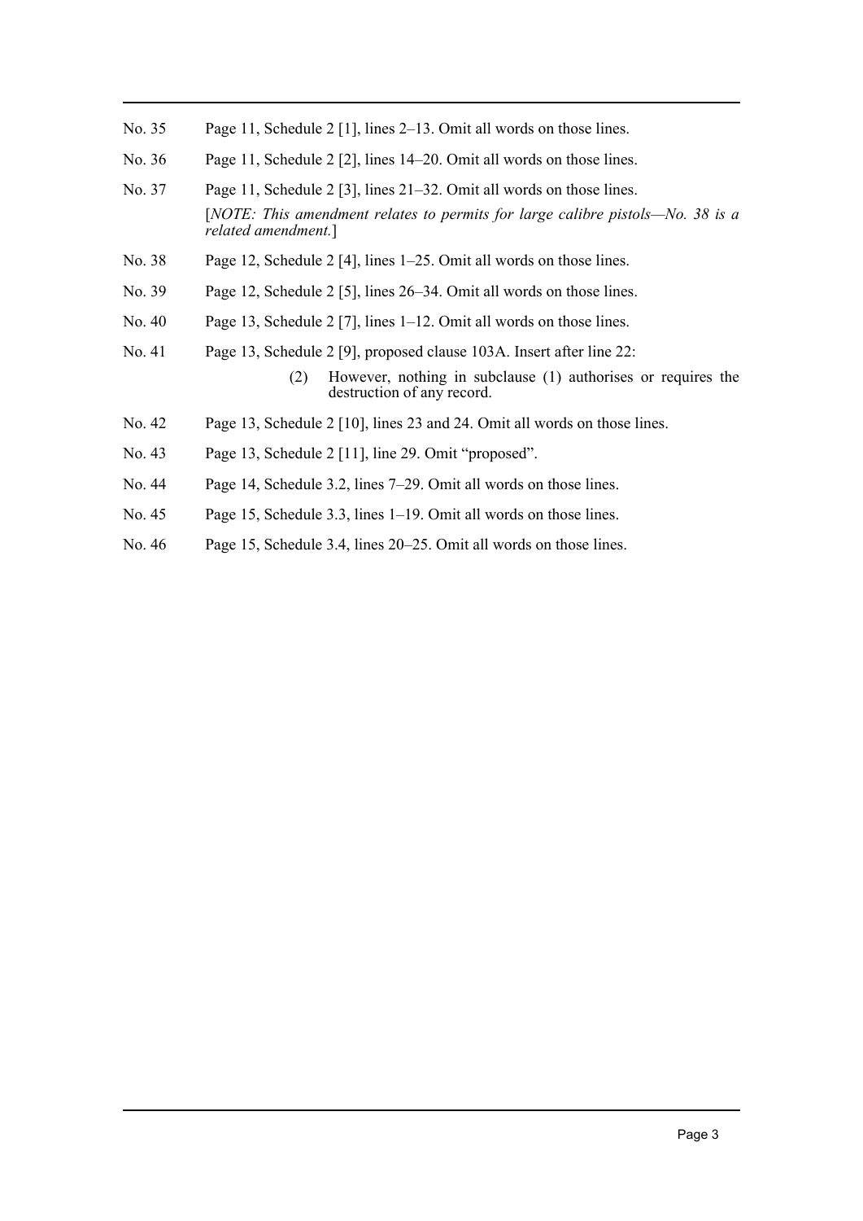No. 35 Page 11, Schedule 2 [1], lines 2–13. Omit all words on those lines.

No. 36 Page 11, Schedule 2 [2], lines 14–20. Omit all words on those lines.

No. 37 Page 11, Schedule 2 [3], lines 21–32. Omit all words on those lines.

[*NOTE: This amendment relates to permits for large calibre pistols—No. 38 is a related amendment.*]

No. 38 Page 12, Schedule 2 [4], lines 1–25. Omit all words on those lines.

No. 39 Page 12, Schedule 2 [5], lines 26–34. Omit all words on those lines.

No. 40 Page 13, Schedule 2 [7], lines 1–12. Omit all words on those lines.

No. 41 Page 13, Schedule 2 [9], proposed clause 103A. Insert after line 22:

> (2) However, nothing in subclause (1) authorises or requires the destruction of any record.

No. 42 Page 13, Schedule 2 [10], lines 23 and 24. Omit all words on those lines.

No. 43 Page 13, Schedule 2 [11], line 29. Omit "proposed".

No. 44 Page 14, Schedule 3.2, lines 7–29. Omit all words on those lines.

No. 45 Page 15, Schedule 3.3, lines 1–19. Omit all words on those lines.

No. 46 Page 15, Schedule 3.4, lines 20–25. Omit all words on those lines.